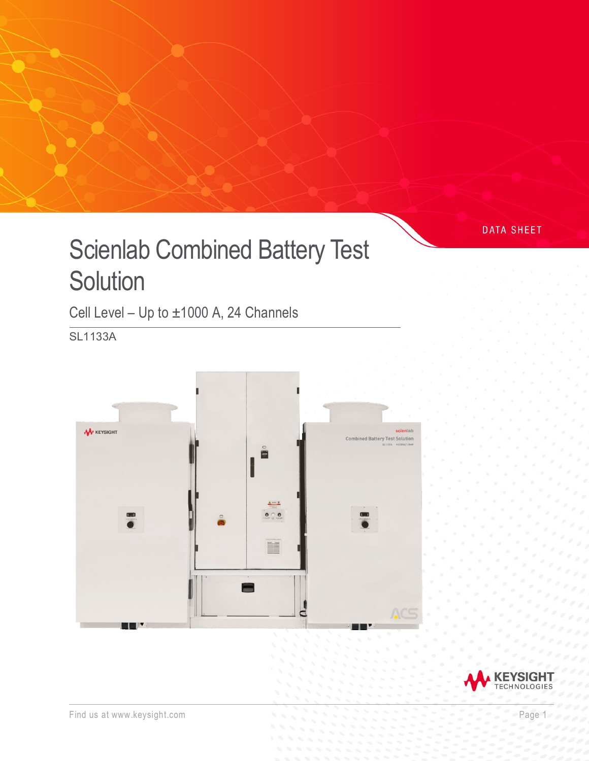DATA SHEET

# Scienlab Combined Battery Test Solution

## Cell Level – Up to ±1000 A, 24 Channels

SL1133A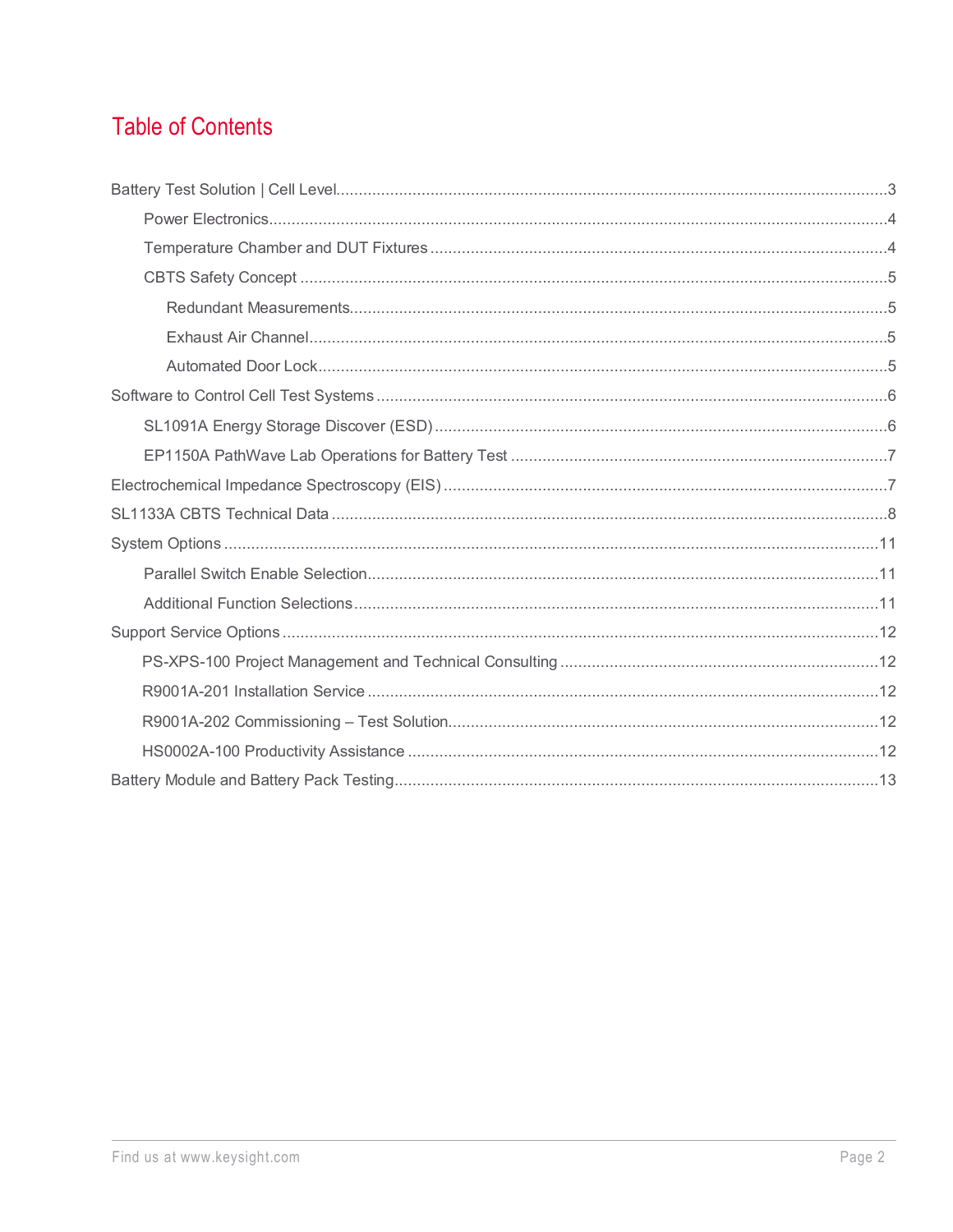# Table of Contents

- Battery Test Solution | Cell Level....3
  - Power Electronics....4
  - Temperature Chamber and DUT Fixtures....4
  - CBTS Safety Concept....5
    - Redundant Measurements....5
    - Exhaust Air Channel....5
    - Automated Door Lock....5
- Software to Control Cell Test Systems....6
  - SL1091A Energy Storage Discover (ESD)....6
  - EP1150A PathWave Lab Operations for Battery Test....7
- Electrochemical Impedance Spectroscopy (EIS)....7
- SL1133A CBTS Technical Data....8
- System Options....11
  - Parallel Switch Enable Selection....11
  - Additional Function Selections....11
- Support Service Options....12
  - PS-XPS-100 Project Management and Technical Consulting....12
  - R9001A-201 Installation Service....12
  - R9001A-202 Commissioning – Test Solution....12
  - HS0002A-100 Productivity Assistance....12
- Battery Module and Battery Pack Testing....13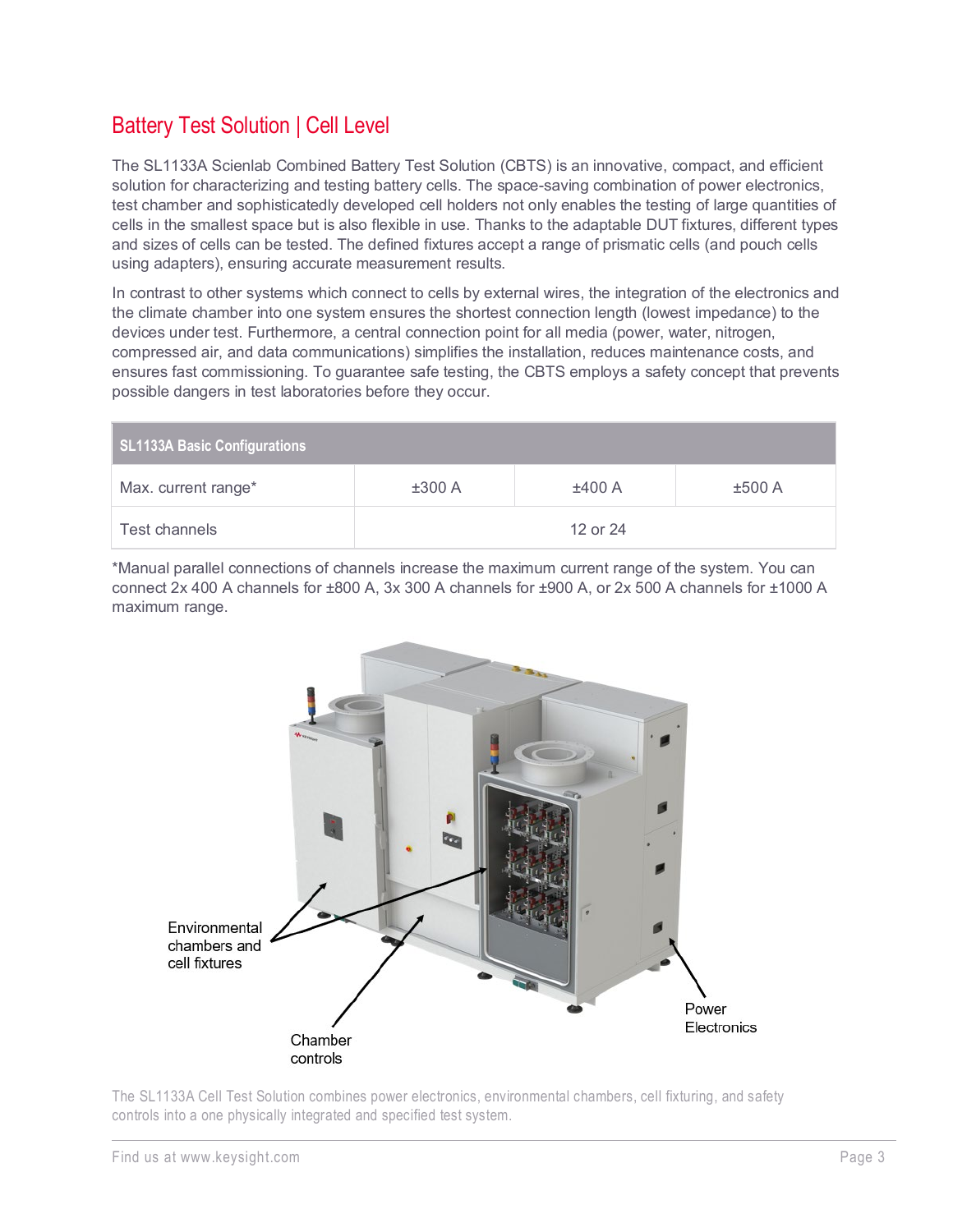## Battery Test Solution | Cell Level

The SL1133A Scienlab Combined Battery Test Solution (CBTS) is an innovative, compact, and efficient solution for characterizing and testing battery cells. The space-saving combination of power electronics, test chamber and sophisticatedly developed cell holders not only enables the testing of large quantities of cells in the smallest space but is also flexible in use. Thanks to the adaptable DUT fixtures, different types and sizes of cells can be tested. The defined fixtures accept a range of prismatic cells (and pouch cells using adapters), ensuring accurate measurement results.

In contrast to other systems which connect to cells by external wires, the integration of the electronics and the climate chamber into one system ensures the shortest connection length (lowest impedance) to the devices under test. Furthermore, a central connection point for all media (power, water, nitrogen, compressed air, and data communications) simplifies the installation, reduces maintenance costs, and ensures fast commissioning. To guarantee safe testing, the CBTS employs a safety concept that prevents possible dangers in test laboratories before they occur.

| SL1133A Basic Configurations | | | |
|---|---|---|---|
| Max. current range* | ±300 A | ±400 A | ±500 A |
| Test channels | 12 or 24 | | |

*Manual parallel connections of channels increase the maximum current range of the system. You can connect 2x 400 A channels for ±800 A, 3x 300 A channels for ±900 A, or 2x 500 A channels for ±1000 A maximum range.

Environmental chambers and cell fixtures

Chamber controls

Power Electronics

The SL1133A Cell Test Solution combines power electronics, environmental chambers, cell fixturing, and safety controls into a one physically integrated and specified test system.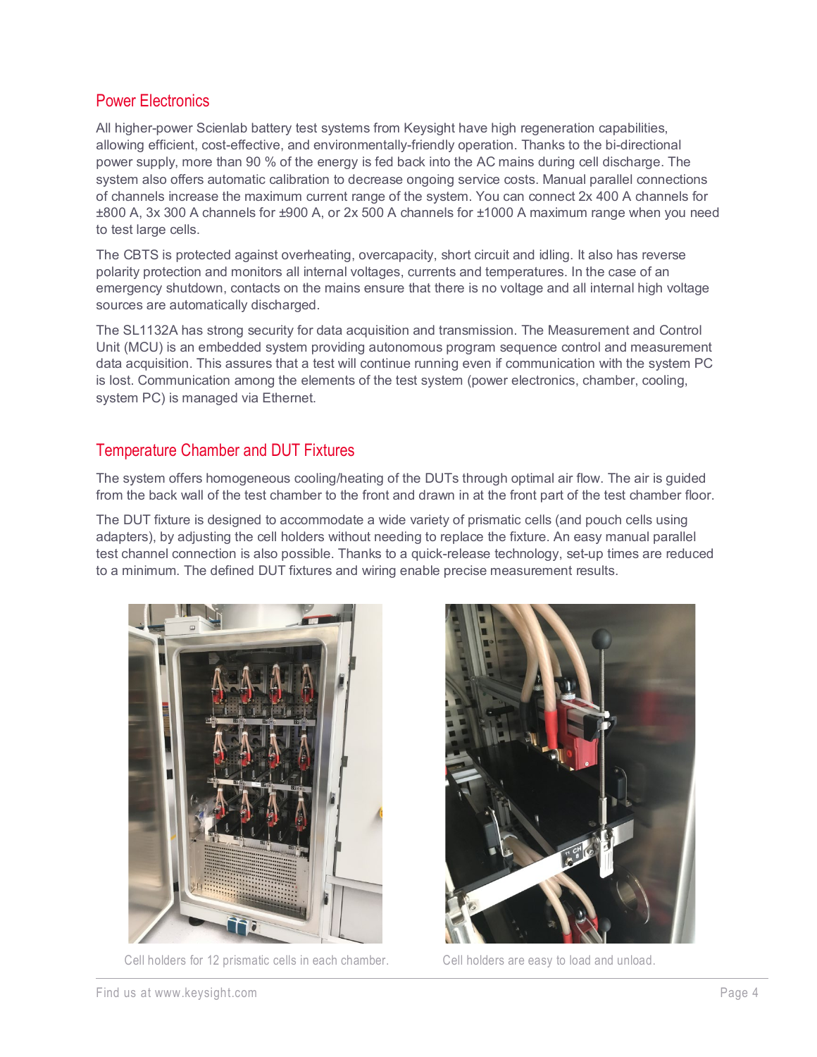## Power Electronics

All higher-power Scienlab battery test systems from Keysight have high regeneration capabilities, allowing efficient, cost-effective, and environmentally-friendly operation. Thanks to the bi-directional power supply, more than 90 % of the energy is fed back into the AC mains during cell discharge. The system also offers automatic calibration to decrease ongoing service costs. Manual parallel connections of channels increase the maximum current range of the system. You can connect 2x 400 A channels for ±800 A, 3x 300 A channels for ±900 A, or 2x 500 A channels for ±1000 A maximum range when you need to test large cells.

The CBTS is protected against overheating, overcapacity, short circuit and idling. It also has reverse polarity protection and monitors all internal voltages, currents and temperatures. In the case of an emergency shutdown, contacts on the mains ensure that there is no voltage and all internal high voltage sources are automatically discharged.

The SL1132A has strong security for data acquisition and transmission. The Measurement and Control Unit (MCU) is an embedded system providing autonomous program sequence control and measurement data acquisition. This assures that a test will continue running even if communication with the system PC is lost. Communication among the elements of the test system (power electronics, chamber, cooling, system PC) is managed via Ethernet.

## Temperature Chamber and DUT Fixtures

The system offers homogeneous cooling/heating of the DUTs through optimal air flow. The air is guided from the back wall of the test chamber to the front and drawn in at the front part of the test chamber floor.

The DUT fixture is designed to accommodate a wide variety of prismatic cells (and pouch cells using adapters), by adjusting the cell holders without needing to replace the fixture. An easy manual parallel test channel connection is also possible. Thanks to a quick-release technology, set-up times are reduced to a minimum. The defined DUT fixtures and wiring enable precise measurement results.

Cell holders for 12 prismatic cells in each chamber.

Cell holders are easy to load and unload.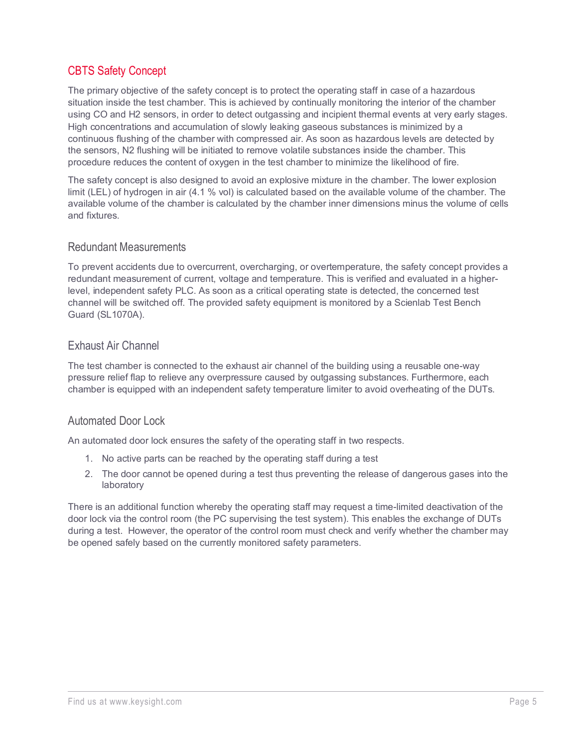## CBTS Safety Concept

The primary objective of the safety concept is to protect the operating staff in case of a hazardous situation inside the test chamber. This is achieved by continually monitoring the interior of the chamber using CO and $H_2$ sensors, in order to detect outgassing and incipient thermal events at very early stages. High concentrations and accumulation of slowly leaking gaseous substances is minimized by a continuous flushing of the chamber with compressed air. As soon as hazardous levels are detected by the sensors, $N_2$ flushing will be initiated to remove volatile substances inside the chamber. This procedure reduces the content of oxygen in the test chamber to minimize the likelihood of fire.

The safety concept is also designed to avoid an explosive mixture in the chamber. The lower explosion limit (LEL) of hydrogen in air (4.1 % vol) is calculated based on the available volume of the chamber. The available volume of the chamber is calculated by the chamber inner dimensions minus the volume of cells and fixtures.

### Redundant Measurements

To prevent accidents due to overcurrent, overcharging, or overtemperature, the safety concept provides a redundant measurement of current, voltage and temperature. This is verified and evaluated in a higher-level, independent safety PLC. As soon as a critical operating state is detected, the concerned test channel will be switched off. The provided safety equipment is monitored by a Scienlab Test Bench Guard (SL1070A).

### Exhaust Air Channel

The test chamber is connected to the exhaust air channel of the building using a reusable one-way pressure relief flap to relieve any overpressure caused by outgassing substances. Furthermore, each chamber is equipped with an independent safety temperature limiter to avoid overheating of the DUTs.

### Automated Door Lock

An automated door lock ensures the safety of the operating staff in two respects.

1. No active parts can be reached by the operating staff during a test
2. The door cannot be opened during a test thus preventing the release of dangerous gases into the laboratory

There is an additional function whereby the operating staff may request a time-limited deactivation of the door lock via the control room (the PC supervising the test system). This enables the exchange of DUTs during a test. However, the operator of the control room must check and verify whether the chamber may be opened safely based on the currently monitored safety parameters.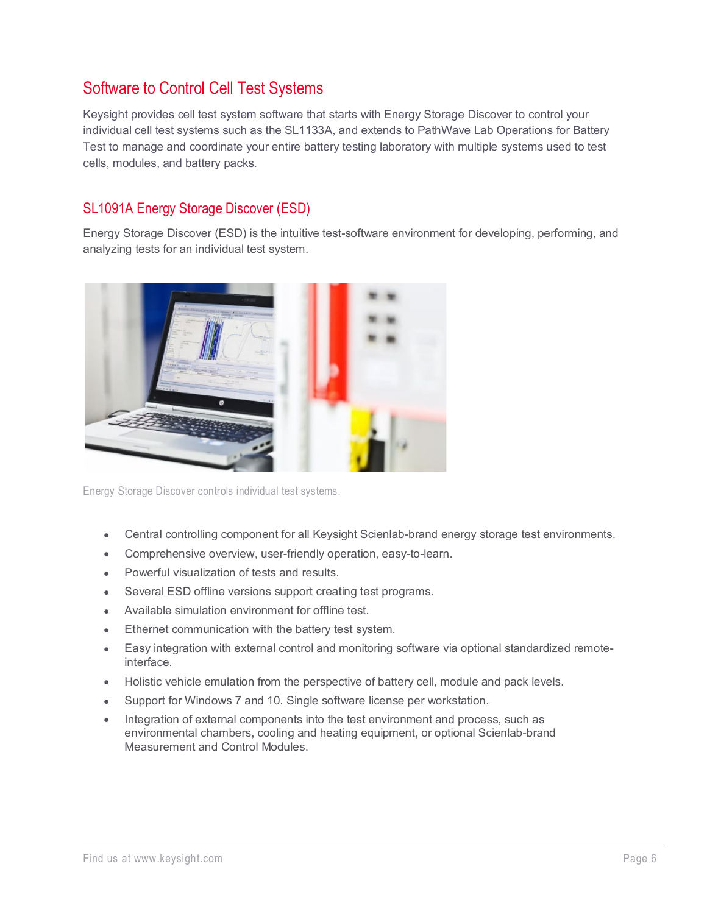## Software to Control Cell Test Systems

Keysight provides cell test system software that starts with Energy Storage Discover to control your individual cell test systems such as the SL1133A, and extends to PathWave Lab Operations for Battery Test to manage and coordinate your entire battery testing laboratory with multiple systems used to test cells, modules, and battery packs.

### SL1091A Energy Storage Discover (ESD)

Energy Storage Discover (ESD) is the intuitive test-software environment for developing, performing, and analyzing tests for an individual test system.

Energy Storage Discover controls individual test systems.

- Central controlling component for all Keysight Scienlab-brand energy storage test environments.
- Comprehensive overview, user-friendly operation, easy-to-learn.
- Powerful visualization of tests and results.
- Several ESD offline versions support creating test programs.
- Available simulation environment for offline test.
- Ethernet communication with the battery test system.
- Easy integration with external control and monitoring software via optional standardized remote-interface.
- Holistic vehicle emulation from the perspective of battery cell, module and pack levels.
- Support for Windows 7 and 10. Single software license per workstation.
- Integration of external components into the test environment and process, such as environmental chambers, cooling and heating equipment, or optional Scienlab-brand Measurement and Control Modules.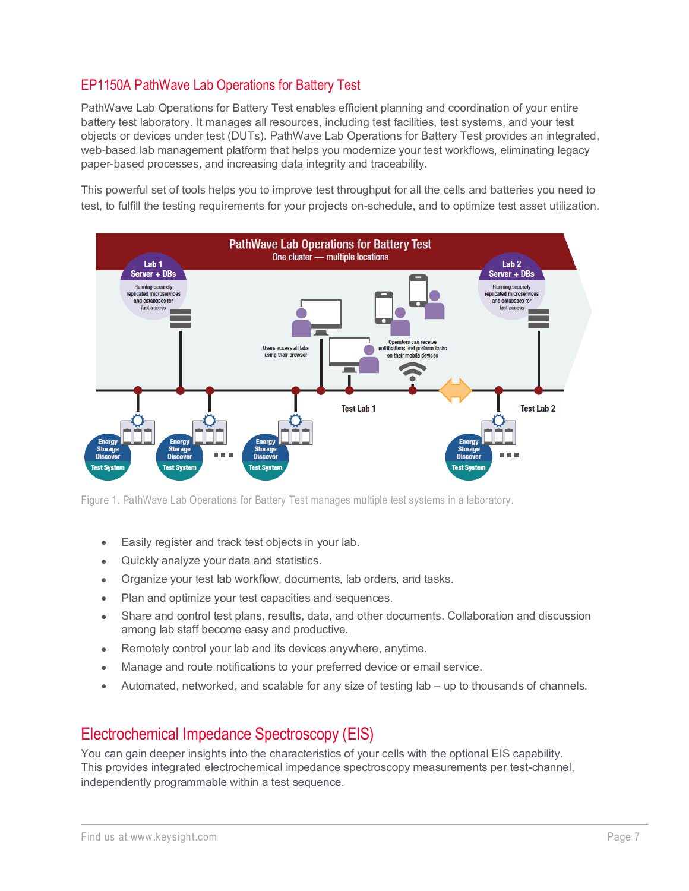## EP1150A PathWave Lab Operations for Battery Test

PathWave Lab Operations for Battery Test enables efficient planning and coordination of your entire battery test laboratory. It manages all resources, including test facilities, test systems, and your test objects or devices under test (DUTs). PathWave Lab Operations for Battery Test provides an integrated, web-based lab management platform that helps you modernize your test workflows, eliminating legacy paper-based processes, and increasing data integrity and traceability.

This powerful set of tools helps you to improve test throughput for all the cells and batteries you need to test, to fulfill the testing requirements for your projects on-schedule, and to optimize test asset utilization.

Figure 1. PathWave Lab Operations for Battery Test manages multiple test systems in a laboratory.

- Easily register and track test objects in your lab.
- Quickly analyze your data and statistics.
- Organize your test lab workflow, documents, lab orders, and tasks.
- Plan and optimize your test capacities and sequences.
- Share and control test plans, results, data, and other documents. Collaboration and discussion among lab staff become easy and productive.
- Remotely control your lab and its devices anywhere, anytime.
- Manage and route notifications to your preferred device or email service.
- Automated, networked, and scalable for any size of testing lab – up to thousands of channels.

## Electrochemical Impedance Spectroscopy (EIS)

You can gain deeper insights into the characteristics of your cells with the optional EIS capability. This provides integrated electrochemical impedance spectroscopy measurements per test-channel, independently programmable within a test sequence.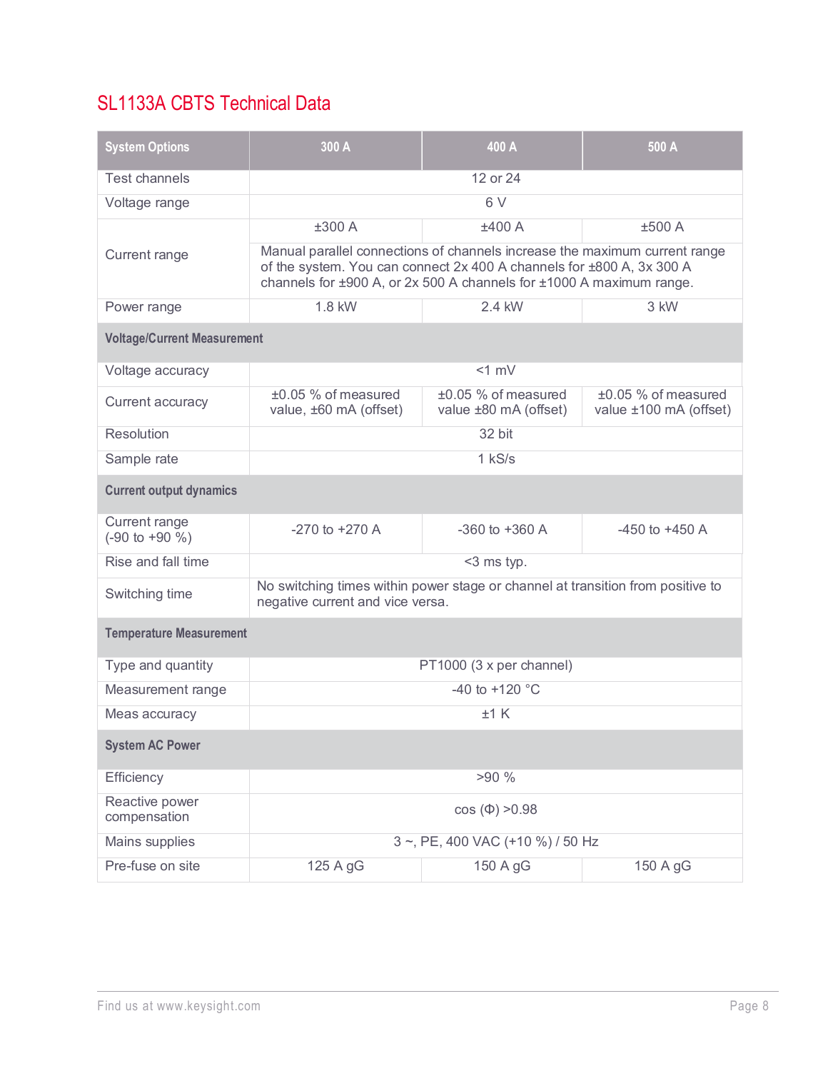## SL1133A CBTS Technical Data

| System Options | 300 A | 400 A | 500 A |
|---|---|---|---|
| Test channels | 12 or 24 | | |
| Voltage range | 6 V | | |
| Current range | ±300 A | ±400 A | ±500 A |
| | Manual parallel connections of channels increase the maximum current range of the system. You can connect 2x 400 A channels for ±800 A, 3x 300 A channels for ±900 A, or 2x 500 A channels for ±1000 A maximum range. | | |
| Power range | 1.8 kW | 2.4 kW | 3 kW |
| **Voltage/Current Measurement** | | | |
| Voltage accuracy | <1 mV | | |
| Current accuracy | ±0.05 % of measured value, ±60 mA (offset) | ±0.05 % of measured value ±80 mA (offset) | ±0.05 % of measured value ±100 mA (offset) |
| Resolution | 32 bit | | |
| Sample rate | 1 kS/s | | |
| **Current output dynamics** | | | |
| Current range (-90 to +90 %) | -270 to +270 A | -360 to +360 A | -450 to +450 A |
| Rise and fall time | <3 ms typ. | | |
| Switching time | No switching times within power stage or channel at transition from positive to negative current and vice versa. | | |
| **Temperature Measurement** | | | |
| Type and quantity | PT1000 (3 x per channel) | | |
| Measurement range | -40 to +120 °C | | |
| Meas accuracy | ±1 K | | |
| **System AC Power** | | | |
| Efficiency | >90 % | | |
| Reactive power compensation | cos (Φ) >0.98 | | |
| Mains supplies | 3 ~, PE, 400 VAC (+10 %) / 50 Hz | | |
| Pre-fuse on site | 125 A gG | 150 A gG | 150 A gG |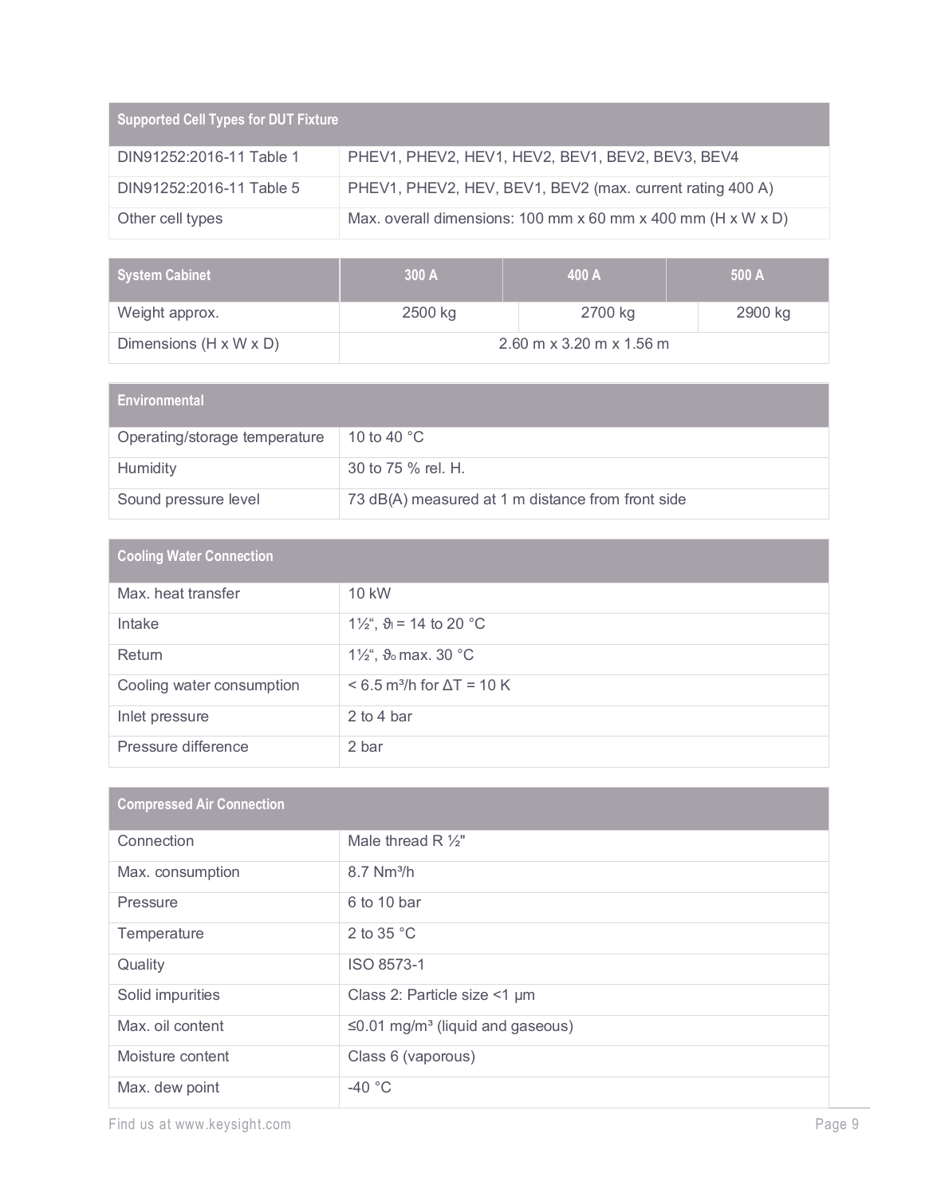| Supported Cell Types for DUT Fixture | |
|---|---|
| DIN91252:2016-11 Table 1 | PHEV1, PHEV2, HEV1, HEV2, BEV1, BEV2, BEV3, BEV4 |
| DIN91252:2016-11 Table 5 | PHEV1, PHEV2, HEV, BEV1, BEV2 (max. current rating 400 A) |
| Other cell types | Max. overall dimensions: 100 mm x 60 mm x 400 mm (H x W x D) |

| System Cabinet | 300 A | 400 A | 500 A |
|---|---|---|---|
| Weight approx. | 2500 kg | 2700 kg | 2900 kg |
| Dimensions (H x W x D) | 2.60 m x 3.20 m x 1.56 m | | |

| Environmental | |
|---|---|
| Operating/storage temperature | 10 to 40 °C |
| Humidity | 30 to 75 % rel. H. |
| Sound pressure level | 73 dB(A) measured at 1 m distance from front side |

| Cooling Water Connection | |
|---|---|
| Max. heat transfer | 10 kW |
| Intake | 1½“, $\vartheta_i$ = 14 to 20 °C |
| Return | 1½“, $\vartheta_o$ max. 30 °C |
| Cooling water consumption | < 6.5 $m^3$/h for $\Delta T$ = 10 K |
| Inlet pressure | 2 to 4 bar |
| Pressure difference | 2 bar |

| Compressed Air Connection | |
|---|---|
| Connection | Male thread R ½" |
| Max. consumption | 8.7 N$m^3$/h |
| Pressure | 6 to 10 bar |
| Temperature | 2 to 35 °C |
| Quality | ISO 8573-1 |
| Solid impurities | Class 2: Particle size <1 µm |
| Max. oil content | ≤0.01 mg/$m^3$ (liquid and gaseous) |
| Moisture content | Class 6 (vaporous) |
| Max. dew point | -40 °C |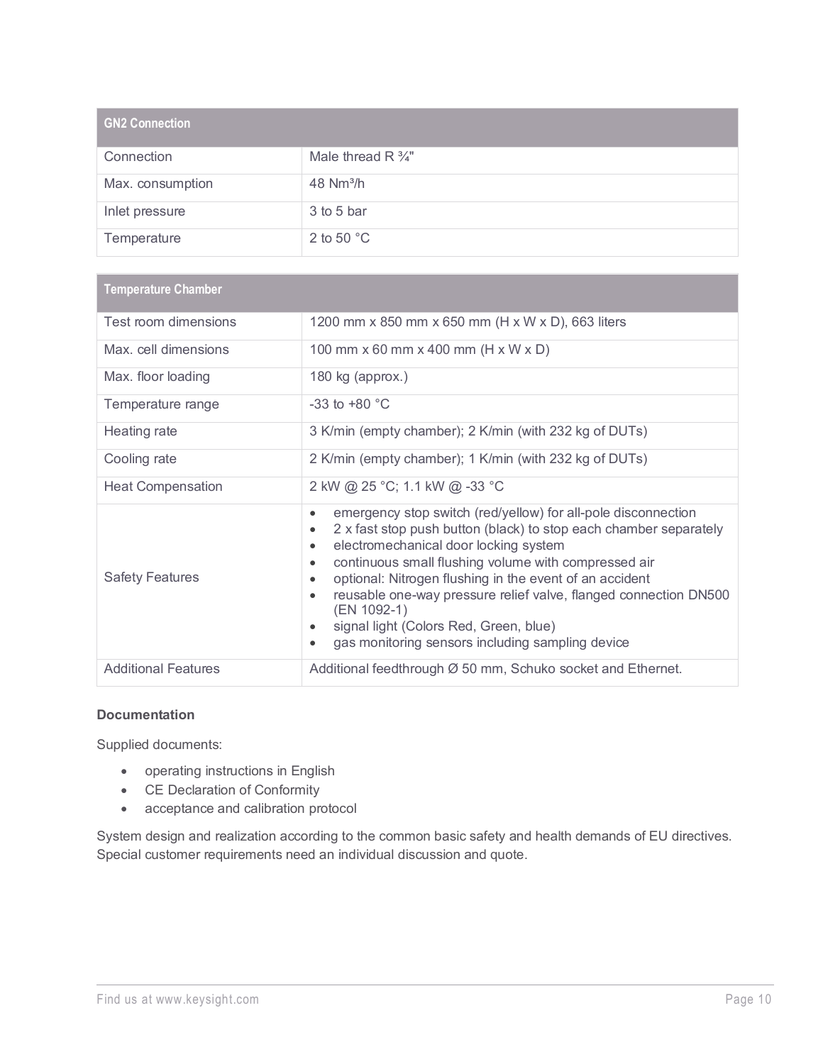| GN2 Connection | |
|---|---|
| Connection | Male thread R ¾" |
| Max. consumption | 48 $Nm^3/h$ |
| Inlet pressure | 3 to 5 bar |
| Temperature | 2 to 50 °C |

| Temperature Chamber | |
|---|---|
| Test room dimensions | 1200 mm x 850 mm x 650 mm (H x W x D), 663 liters |
| Max. cell dimensions | 100 mm x 60 mm x 400 mm (H x W x D) |
| Max. floor loading | 180 kg (approx.) |
| Temperature range | -33 to +80 °C |
| Heating rate | 3 K/min (empty chamber); 2 K/min (with 232 kg of DUTs) |
| Cooling rate | 2 K/min (empty chamber); 1 K/min (with 232 kg of DUTs) |
| Heat Compensation | 2 kW @ 25 °C; 1.1 kW @ -33 °C |
| Safety Features | • emergency stop switch (red/yellow) for all-pole disconnection<br>• 2 x fast stop push button (black) to stop each chamber separately<br>• electromechanical door locking system<br>• continuous small flushing volume with compressed air<br>• optional: Nitrogen flushing in the event of an accident<br>• reusable one-way pressure relief valve, flanged connection DN500 (EN 1092-1)<br>• signal light (Colors Red, Green, blue)<br>• gas monitoring sensors including sampling device |
| Additional Features | Additional feedthrough Ø 50 mm, Schuko socket and Ethernet. |

**Documentation**

Supplied documents:

- operating instructions in English
- CE Declaration of Conformity
- acceptance and calibration protocol

System design and realization according to the common basic safety and health demands of EU directives. Special customer requirements need an individual discussion and quote.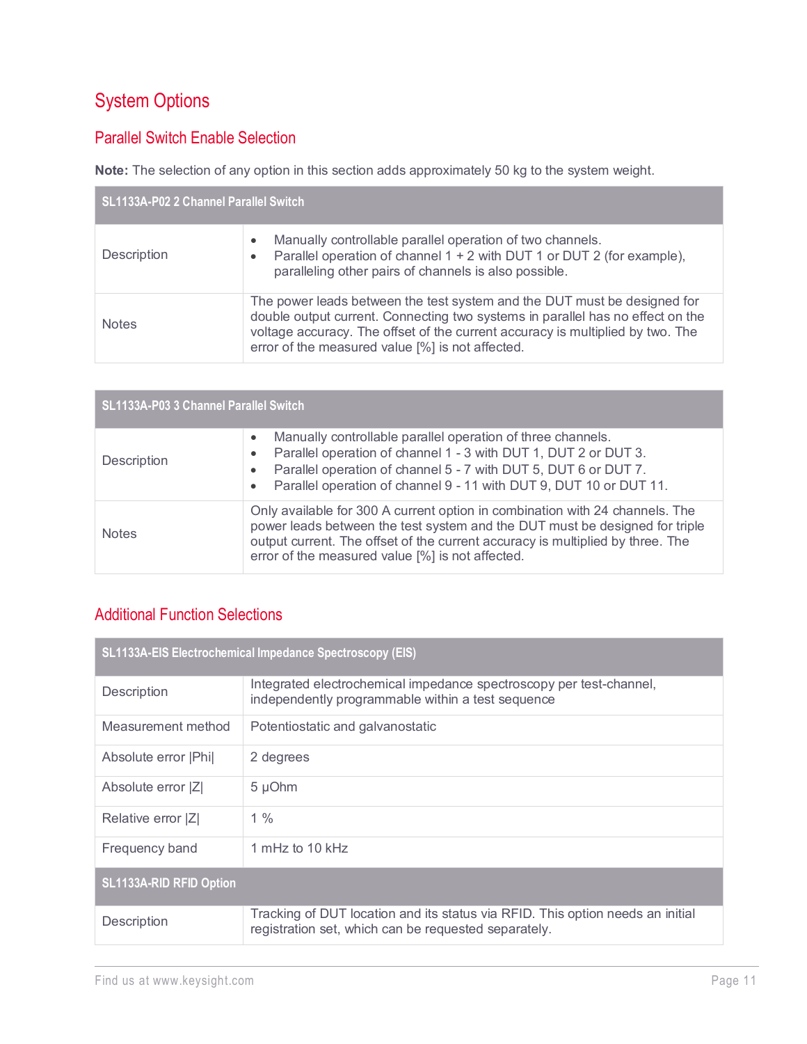# System Options

## Parallel Switch Enable Selection

**Note:** The selection of any option in this section adds approximately 50 kg to the system weight.

| SL1133A-P02 2 Channel Parallel Switch | |
|---|---|
| Description | • Manually controllable parallel operation of two channels.<br>• Parallel operation of channel 1 + 2 with DUT 1 or DUT 2 (for example), paralleling other pairs of channels is also possible. |
| Notes | The power leads between the test system and the DUT must be designed for double output current. Connecting two systems in parallel has no effect on the voltage accuracy. The offset of the current accuracy is multiplied by two. The error of the measured value [%] is not affected. |

| SL1133A-P03 3 Channel Parallel Switch | |
|---|---|
| Description | • Manually controllable parallel operation of three channels.<br>• Parallel operation of channel 1 - 3 with DUT 1, DUT 2 or DUT 3.<br>• Parallel operation of channel 5 - 7 with DUT 5, DUT 6 or DUT 7.<br>• Parallel operation of channel 9 - 11 with DUT 9, DUT 10 or DUT 11. |
| Notes | Only available for 300 A current option in combination with 24 channels. The power leads between the test system and the DUT must be designed for triple output current. The offset of the current accuracy is multiplied by three. The error of the measured value [%] is not affected. |

## Additional Function Selections

| SL1133A-EIS Electrochemical Impedance Spectroscopy (EIS) | |
|---|---|
| Description | Integrated electrochemical impedance spectroscopy per test-channel, independently programmable within a test sequence |
| Measurement method | Potentiostatic and galvanostatic |
| Absolute error \|Phi\| | 2 degrees |
| Absolute error \|Z\| | 5 µOhm |
| Relative error \|Z\| | 1 % |
| Frequency band | 1 mHz to 10 kHz |
| **SL1133A-RID RFID Option** | |
| Description | Tracking of DUT location and its status via RFID. This option needs an initial registration set, which can be requested separately. |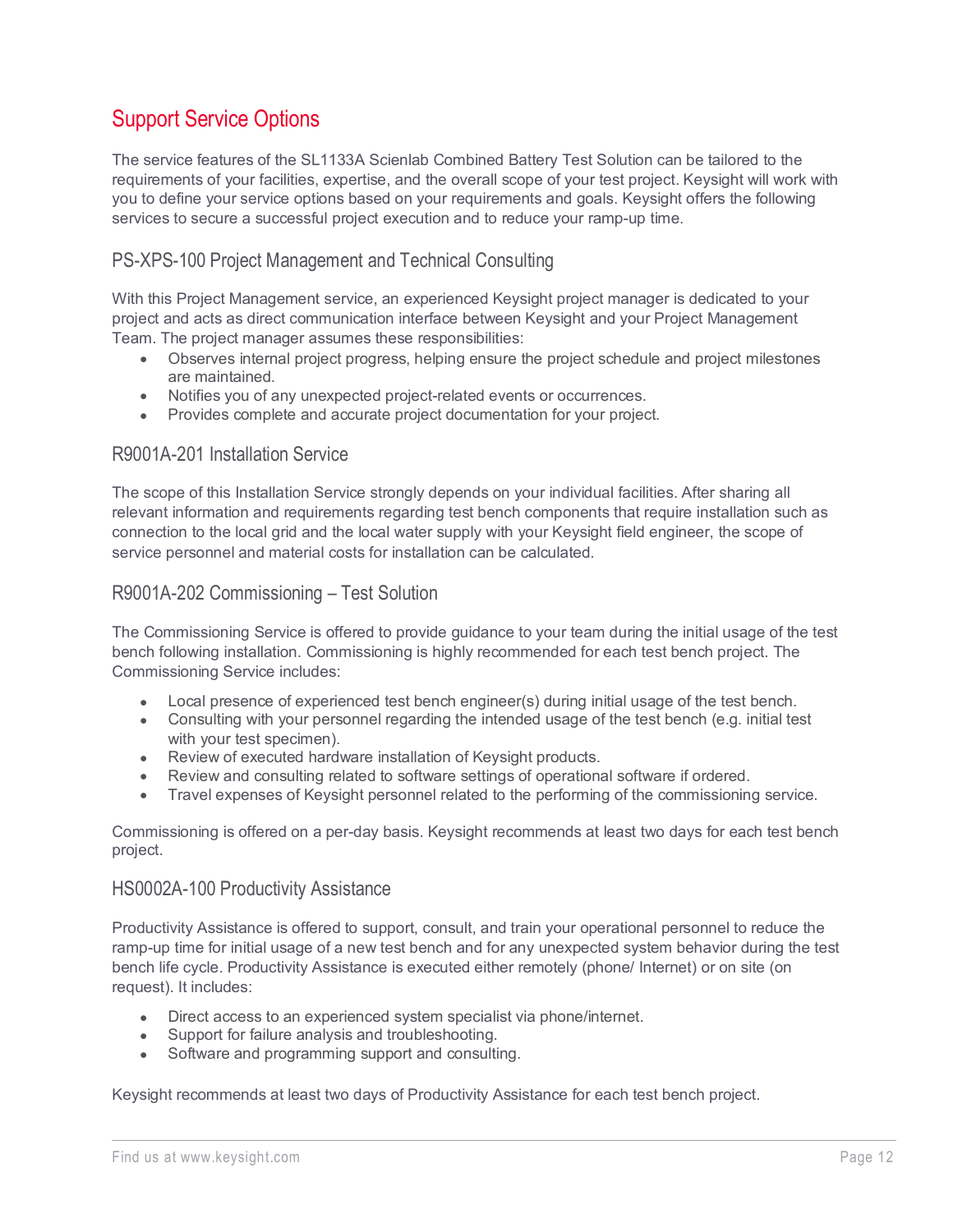# Support Service Options

The service features of the SL1133A Scienlab Combined Battery Test Solution can be tailored to the requirements of your facilities, expertise, and the overall scope of your test project. Keysight will work with you to define your service options based on your requirements and goals. Keysight offers the following services to secure a successful project execution and to reduce your ramp-up time.

## PS-XPS-100 Project Management and Technical Consulting

With this Project Management service, an experienced Keysight project manager is dedicated to your project and acts as direct communication interface between Keysight and your Project Management Team. The project manager assumes these responsibilities:

- Observes internal project progress, helping ensure the project schedule and project milestones are maintained.
- Notifies you of any unexpected project-related events or occurrences.
- Provides complete and accurate project documentation for your project.

## R9001A-201 Installation Service

The scope of this Installation Service strongly depends on your individual facilities. After sharing all relevant information and requirements regarding test bench components that require installation such as connection to the local grid and the local water supply with your Keysight field engineer, the scope of service personnel and material costs for installation can be calculated.

## R9001A-202 Commissioning – Test Solution

The Commissioning Service is offered to provide guidance to your team during the initial usage of the test bench following installation. Commissioning is highly recommended for each test bench project. The Commissioning Service includes:

- Local presence of experienced test bench engineer(s) during initial usage of the test bench.
- Consulting with your personnel regarding the intended usage of the test bench (e.g. initial test with your test specimen).
- Review of executed hardware installation of Keysight products.
- Review and consulting related to software settings of operational software if ordered.
- Travel expenses of Keysight personnel related to the performing of the commissioning service.

Commissioning is offered on a per-day basis. Keysight recommends at least two days for each test bench project.

## HS0002A-100 Productivity Assistance

Productivity Assistance is offered to support, consult, and train your operational personnel to reduce the ramp-up time for initial usage of a new test bench and for any unexpected system behavior during the test bench life cycle. Productivity Assistance is executed either remotely (phone/ Internet) or on site (on request). It includes:

- Direct access to an experienced system specialist via phone/internet.
- Support for failure analysis and troubleshooting.
- Software and programming support and consulting.

Keysight recommends at least two days of Productivity Assistance for each test bench project.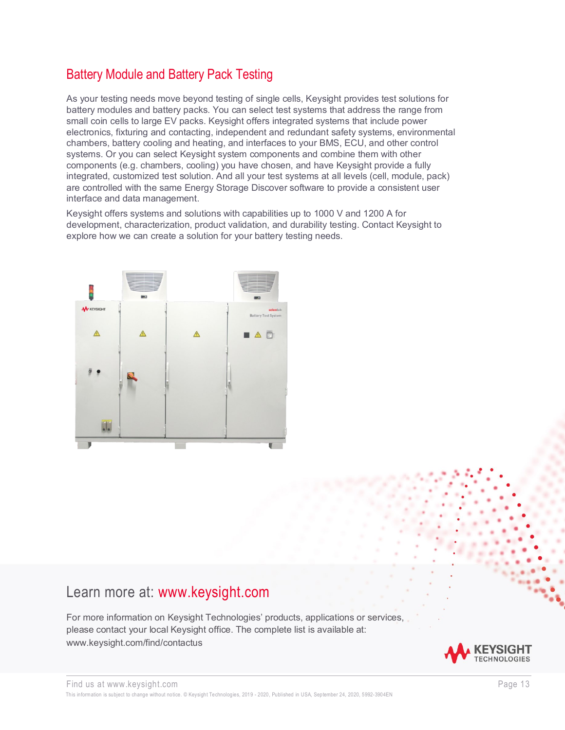## Battery Module and Battery Pack Testing

As your testing needs move beyond testing of single cells, Keysight provides test solutions for battery modules and battery packs. You can select test systems that address the range from small coin cells to large EV packs. Keysight offers integrated systems that include power electronics, fixturing and contacting, independent and redundant safety systems, environmental chambers, battery cooling and heating, and interfaces to your BMS, ECU, and other control systems. Or you can select Keysight system components and combine them with other components (e.g. chambers, cooling) you have chosen, and have Keysight provide a fully integrated, customized test solution. And all your test systems at all levels (cell, module, pack) are controlled with the same Energy Storage Discover software to provide a consistent user interface and data management.

Keysight offers systems and solutions with capabilities up to 1000 V and 1200 A for development, characterization, product validation, and durability testing. Contact Keysight to explore how we can create a solution for your battery testing needs.

Learn more at: www.keysight.com

For more information on Keysight Technologies' products, applications or services, please contact your local Keysight office. The complete list is available at: www.keysight.com/find/contactus

This information is subject to change without notice. © Keysight Technologies, 2019 - 2020, Published in USA, September 24, 2020, 5992-3904EN